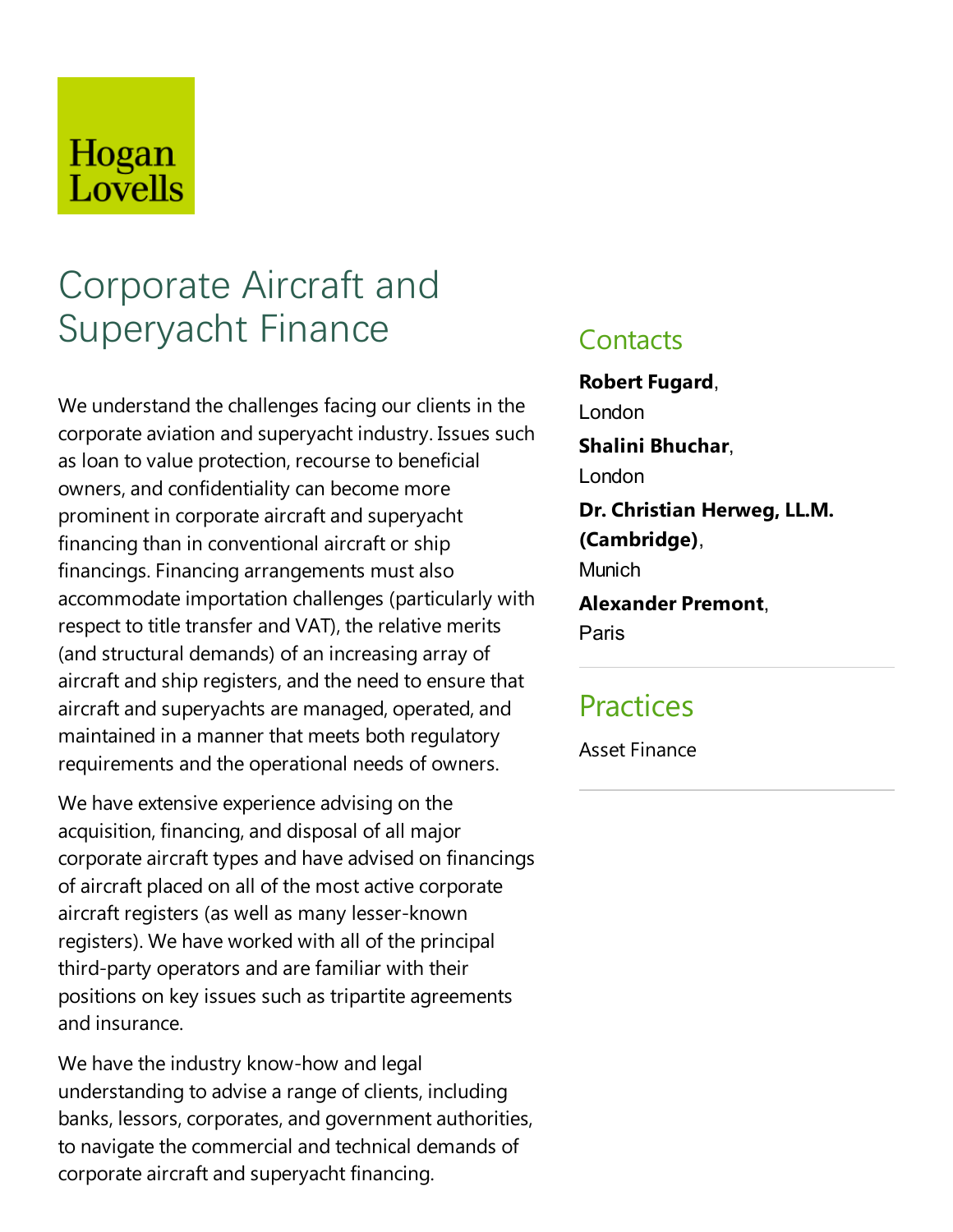Hogan Lovells

# Corporate Aircraft and Superyacht Finance

We understand the challenges facing our clients in the corporate aviation and superyacht industry. Issues such as loan to value protection, recourse to beneficial owners, and confidentiality can become more prominent in corporate aircraft and superyacht financing than in conventional aircraft or ship financings. Financing arrangements must also accommodate importation challenges (particularly with respect to title transfer and VAT), the relative merits (and structural demands) of an increasing array of aircraft and ship registers, and the need to ensure that aircraft and superyachts are managed, operated, and maintained in a manner that meets both regulatory requirements and the operational needs of owners.

We have extensive experience advising on the acquisition, financing, and disposal of all major corporate aircraft types and have advised on financings of aircraft placed on all of the most active corporate aircraft registers (as well as many lesser-known registers). We have worked with all of the principal third-party operators and are familiar with their positions on key issues such as tripartite agreements and insurance.

We have the industry know-how and legal understanding to advise a range of clients, including banks, lessors, corporates, and government authorities, to navigate the commercial and technical demands of corporate aircraft and superyacht financing.

## Contacts

**Robert Fugard**, London

**Shalini Bhuchar**, London

**Dr. Christian Herweg, LL.M. (Cambridge)**, Munich

**Alexander Premont**, Paris

## Practices

Asset Finance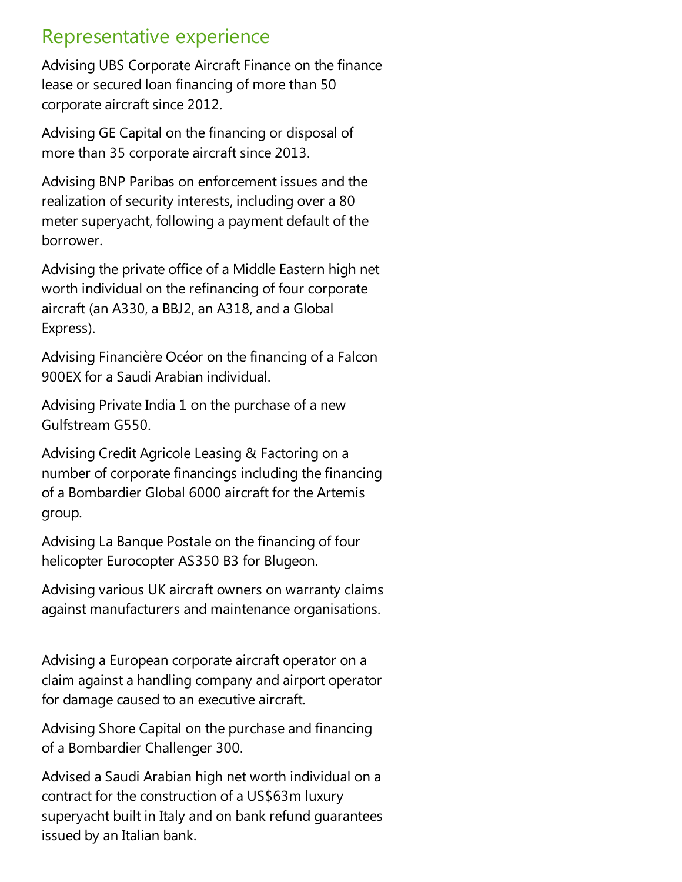## Representative experience

Advising UBS Corporate Aircraft Finance on the finance lease or secured loan financing of more than 50 corporate aircraft since 2012.

Advising GE Capital on the financing or disposal of more than 35 corporate aircraft since 2013.

Advising BNP Paribas on enforcement issues and the realization of security interests, including over a 80 meter superyacht, following a payment default of the borrower.

Advising the private office of a Middle Eastern high net worth individual on the refinancing of four corporate aircraft (an A330, a BBJ2, an A318, and a Global Express).

Advising Financière Océor on the financing of a Falcon 900EX for a Saudi Arabian individual.

Advising Private India 1 on the purchase of a new Gulfstream G550.

Advising Credit Agricole Leasing & Factoring on a number of corporate financings including the financing of a Bombardier Global 6000 aircraft for the Artemis group.

Advising La Banque Postale on the financing of four helicopter Eurocopter AS350 B3 for Blugeon.

Advising various UK aircraft owners on warranty claims against manufacturers and maintenance organisations.

Advising a European corporate aircraft operator on a claim against a handling company and airport operator for damage caused to an executive aircraft.

Advising Shore Capital on the purchase and financing of a Bombardier Challenger 300.

Advised a Saudi Arabian high net worth individual on a contract for the construction of a US$63m luxury superyacht built in Italy and on bank refund guarantees issued by an Italian bank.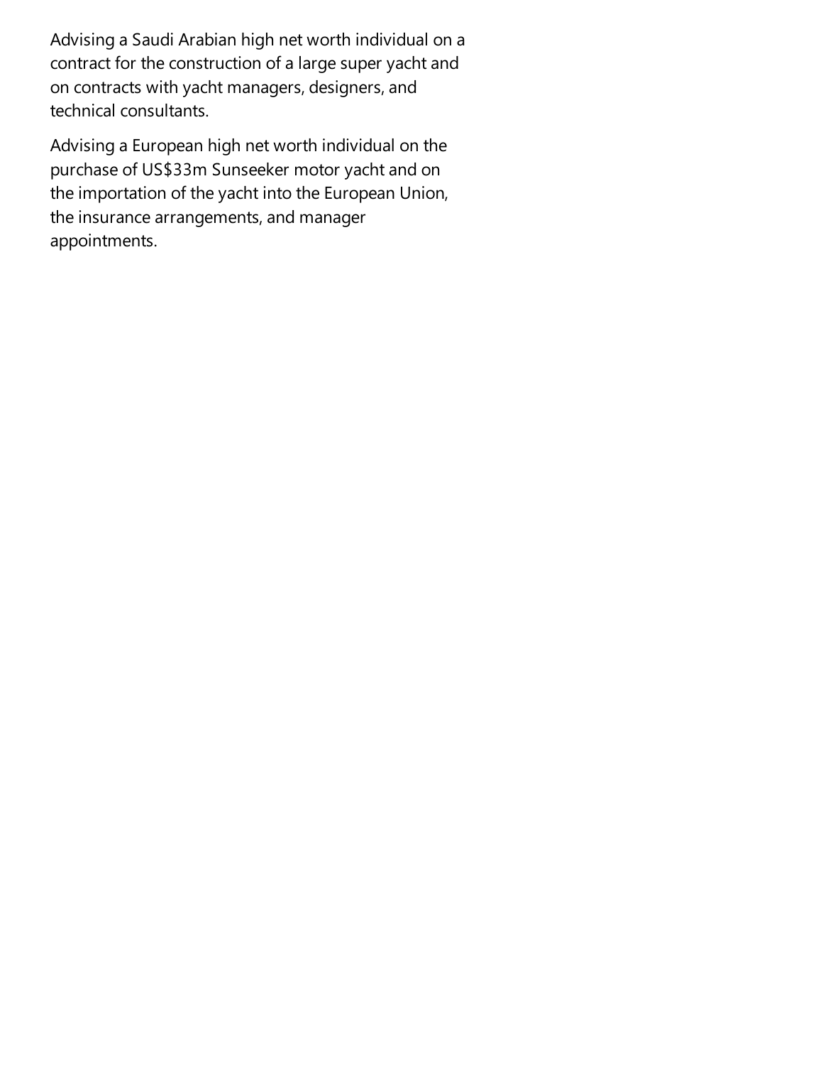Advising a Saudi Arabian high net worth individual on a contract for the construction of a large super yacht and on contracts with yacht managers, designers, and technical consultants.

Advising a European high net worth individual on the purchase of US$33m Sunseeker motor yacht and on the importation of the yacht into the European Union, the insurance arrangements, and manager appointments.